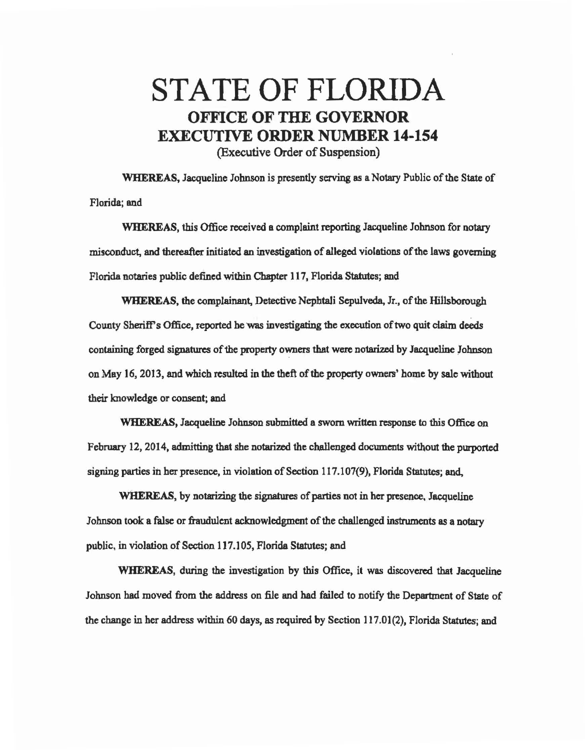# STATE OF FLORIDA

## OFFICE OF THE GOVERNOR

## EXECUTIVE ORDER NUMBER 14-154

(Executive Order of Suspension)

**WHEREAS,** Jacqueline Johnson is presently serving as a Notary Public of the State of Florida; and

**WHEREAS,** this Office received a complaint reporting Jacqueline Johnson for notary misconduct, and thereafter initiated an investigation of alleged violations of the laws governing Florida notaries public defined within Chapter 117, Florida Statutes; and

**WHEREAS,** the complainant, Detective Nephtali Sepulveda, Jr., of the Hillsborough County Sheriff's Office, reported he was investigating the execution of two quit claim deeds containing forged signatures of the property owners that were notarized by Jacqueline Johnson on May 16, 2013, and which resulted in the theft of the property owners' home by sale without their knowledge or consent; and

**WHEREAS,** Jacqueline Johnson submitted a sworn written response to this Office on February 12, 2014, admitting that she notarized the challenged documents without the purported signing parties in her presence, in violation of Section 117.107(9), Florida Statutes; and,

**WHEREAS,** by notarizing the signatures of parties not in her presence, Jacqueline Johnson took a false or fraudulent acknowledgment of the challenged instruments as a notary public, in violation of Section 117.105, Florida Statutes; and

**WHEREAS,** during the investigation by this Office, it was discovered that Jacqueline Johnson had moved from the address on file and had failed to notify the Department of State of the change in her address within 60 days, as required by Section 117.01(2), Florida Statutes; and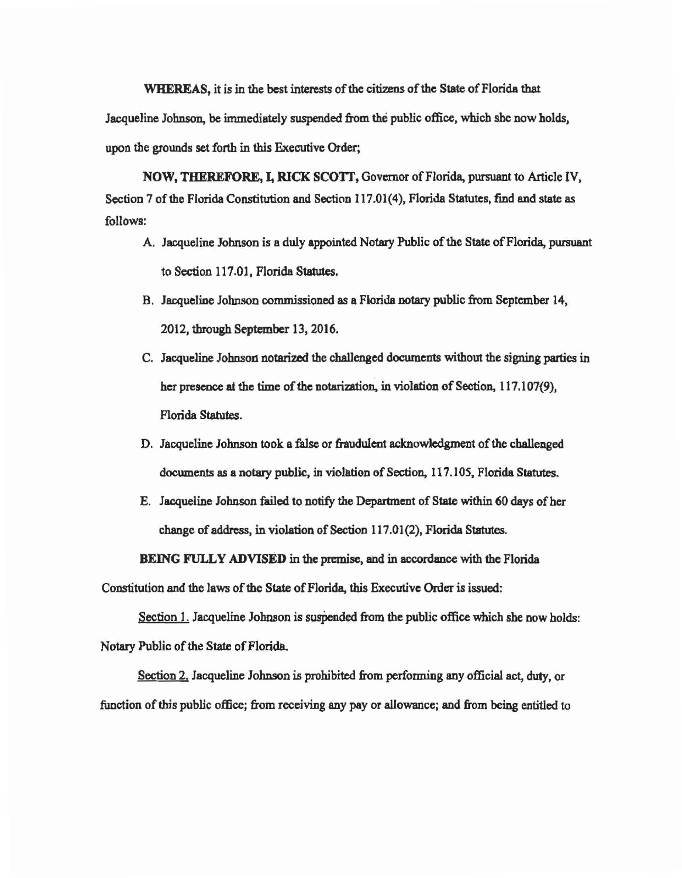**WHEREAS,** it is in the best interests of the citizens of the State of Florida that Jacqueline Johnson, be immediately suspended from the public office, which she now holds, upon the grounds set forth in this Executive Order;

**NOW, THEREFORE, I, RICK SCOTT,** Governor of Florida, pursuant to Article IV, Section 7 of the Florida Constitution and Section 117.01(4), Florida Statutes, find and state as follows:

A. Jacqueline Johnson is a duly appointed Notary Public of the State of Florida, pursuant to Section 117.01, Florida Statutes.

B. Jacqueline Johnson commissioned as a Florida notary public from September 14, 2012, through September 13, 2016.

C. Jacqueline Johnson notarized the challenged documents without the signing parties in her presence at the time of the notarization, in violation of Section, 117.107(9), Florida Statutes.

D. Jacqueline Johnson took a false or fraudulent acknowledgment of the challenged documents as a notary public, in violation of Section, 117.105, Florida Statutes.

E. Jacqueline Johnson failed to notify the Department of State within 60 days of her change of address, in violation of Section 117.01(2), Florida Statutes.

**BEING FULLY ADVISED** in the premise, and in accordance with the Florida Constitution and the laws of the State of Florida, this Executive Order is issued:

Section 1. Jacqueline Johnson is suspended from the public office which she now holds: Notary Public of the State of Florida.

Section 2. Jacqueline Johnson is prohibited from performing any official act, duty, or function of this public office; from receiving any pay or allowance; and from being entitled to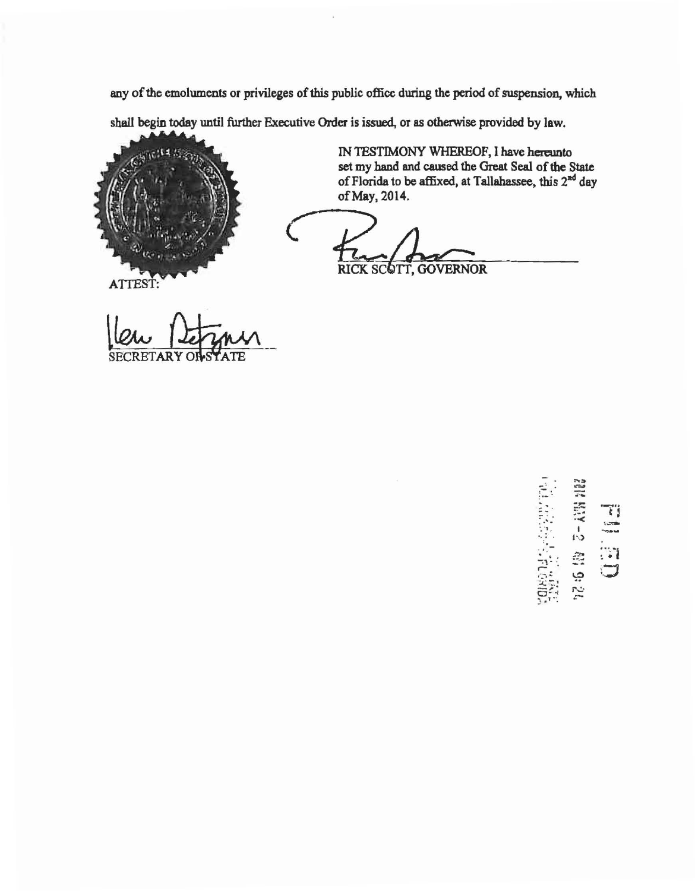any of the emoluments or privileges of this public office during the period of suspension, which shall begin today until further Executive Order is issued, or as otherwise provided by law.

IN TESTIMONY WHEREOF, I have hereunto set my hand and caused the Great Seal of the State of Florida to be affixed, at Tallahassee, this 2nd day of May, 2014.

RICK SCOTT, GOVERNOR

ATTEST:

SECRETARY OF STATE

FILED

2014 MAY -2 AM 9:24

DEPARTMENT OF STATE
TALLAHASSEE, FLORIDA